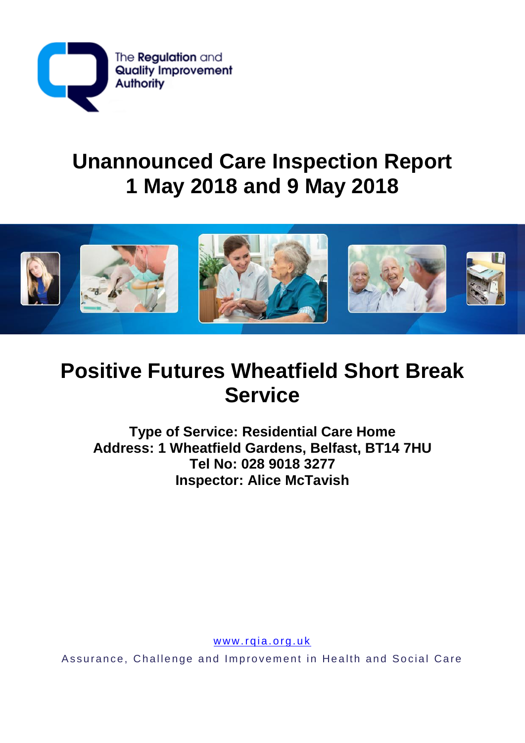The Regulation and Quality Improvement Authority

# Unannounced Care Inspection Report
# 1 May 2018 and 9 May 2018

# Positive Futures Wheatfield Short Break Service

**Type of Service: Residential Care Home**
**Address: 1 Wheatfield Gardens, Belfast, BT14 7HU**
**Tel No: 028 9018 3277**
**Inspector: Alice McTavish**

www.rqia.org.uk

Assurance, Challenge and Improvement in Health and Social Care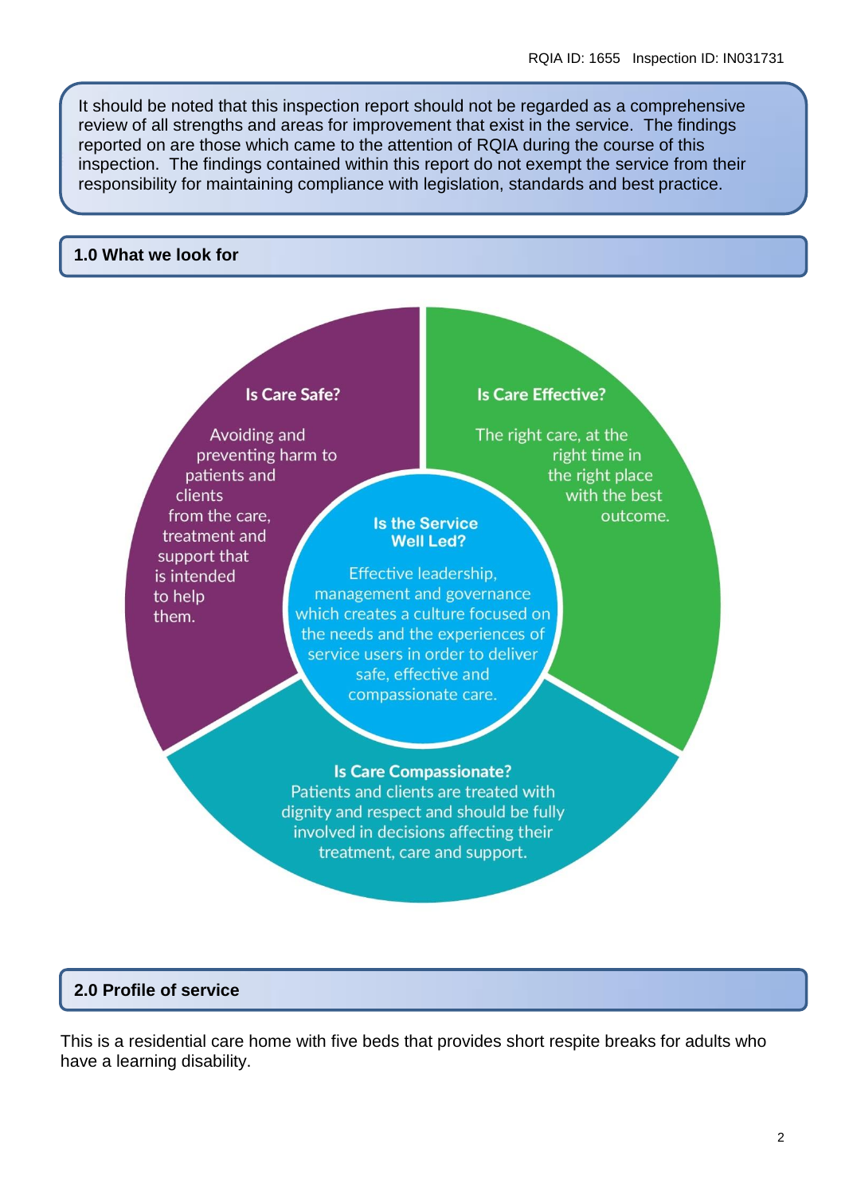It should be noted that this inspection report should not be regarded as a comprehensive review of all strengths and areas for improvement that exist in the service. The findings reported on are those which came to the attention of RQIA during the course of this inspection. The findings contained within this report do not exempt the service from their responsibility for maintaining compliance with legislation, standards and best practice.

## 1.0 What we look for

**Is Care Safe?**

Avoiding and preventing harm to patients and clients from the care, treatment and support that is intended to help them.

**Is Care Effective?**

The right care, at the right time in the right place with the best outcome.

**Is the Service Well Led?**

Effective leadership, management and governance which creates a culture focused on the needs and the experiences of service users in order to deliver safe, effective and compassionate care.

**Is Care Compassionate?**

Patients and clients are treated with dignity and respect and should be fully involved in decisions affecting their treatment, care and support.

## 2.0 Profile of service

This is a residential care home with five beds that provides short respite breaks for adults who have a learning disability.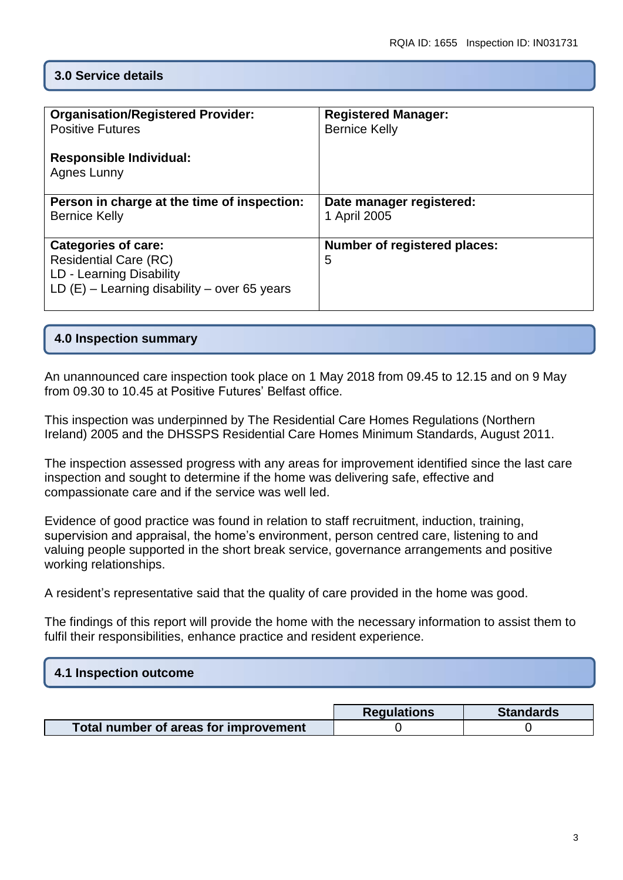## 3.0 Service details

| Organisation/Registered Provider: Positive Futures<br><br>Responsible Individual: Agnes Lunny | Registered Manager: Bernice Kelly |
|---|---|
| **Person in charge at the time of inspection:** Bernice Kelly | **Date manager registered:** 1 April 2005 |
| **Categories of care:** Residential Care (RC)<br>LD - Learning Disability<br>LD (E) – Learning disability – over 65 years | **Number of registered places:** 5 |

## 4.0 Inspection summary

An unannounced care inspection took place on 1 May 2018 from 09.45 to 12.15 and on 9 May from 09.30 to 10.45 at Positive Futures' Belfast office.

This inspection was underpinned by The Residential Care Homes Regulations (Northern Ireland) 2005 and the DHSSPS Residential Care Homes Minimum Standards, August 2011.

The inspection assessed progress with any areas for improvement identified since the last care inspection and sought to determine if the home was delivering safe, effective and compassionate care and if the service was well led.

Evidence of good practice was found in relation to staff recruitment, induction, training, supervision and appraisal, the home's environment, person centred care, listening to and valuing people supported in the short break service, governance arrangements and positive working relationships.

A resident's representative said that the quality of care provided in the home was good.

The findings of this report will provide the home with the necessary information to assist them to fulfil their responsibilities, enhance practice and resident experience.

## 4.1 Inspection outcome

| | Regulations | Standards |
|---|---|---|
| **Total number of areas for improvement** | 0 | 0 |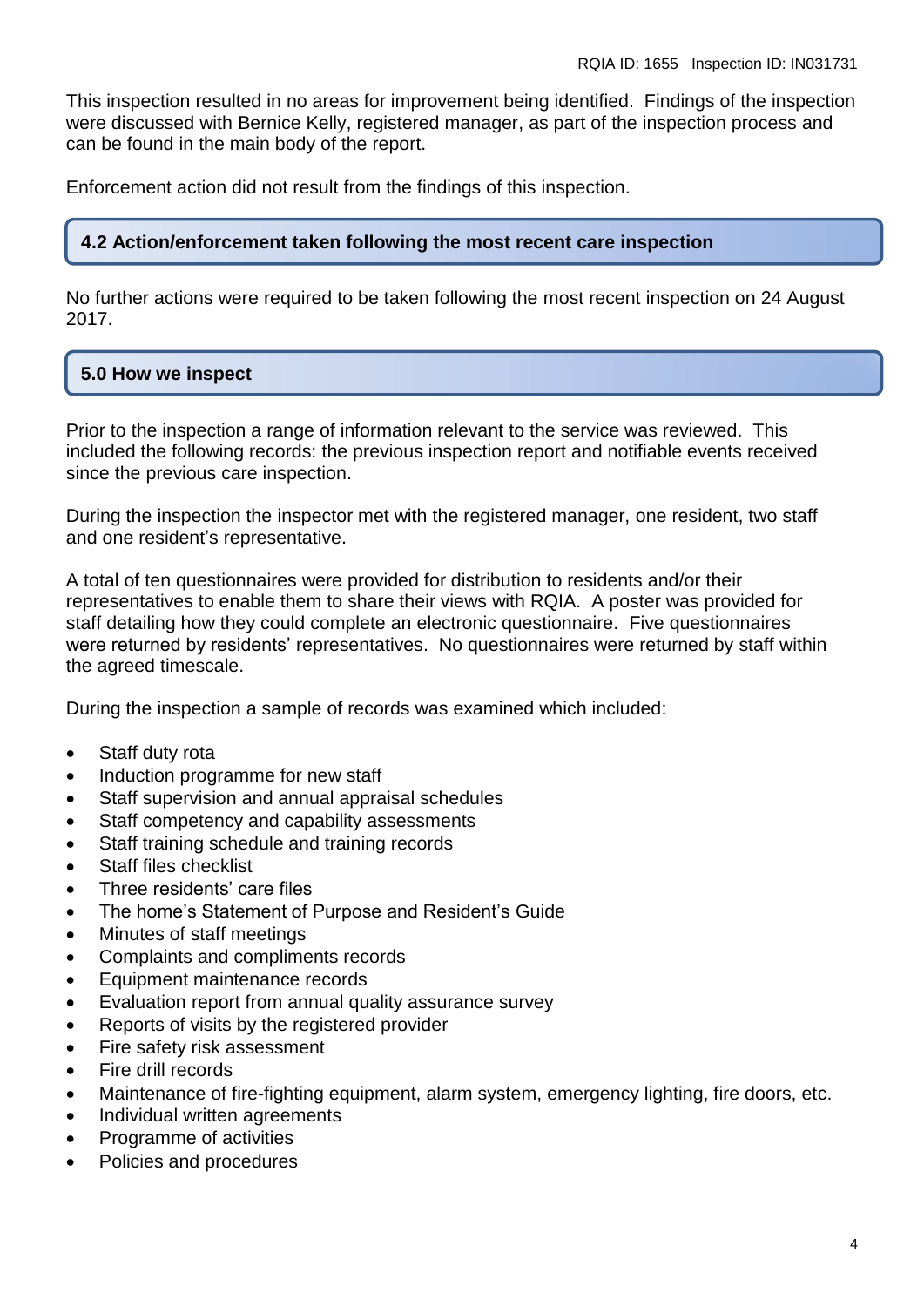This inspection resulted in no areas for improvement being identified. Findings of the inspection were discussed with Bernice Kelly, registered manager, as part of the inspection process and can be found in the main body of the report.

Enforcement action did not result from the findings of this inspection.

## 4.2 Action/enforcement taken following the most recent care inspection

No further actions were required to be taken following the most recent inspection on 24 August 2017.

## 5.0 How we inspect

Prior to the inspection a range of information relevant to the service was reviewed. This included the following records: the previous inspection report and notifiable events received since the previous care inspection.

During the inspection the inspector met with the registered manager, one resident, two staff and one resident's representative.

A total of ten questionnaires were provided for distribution to residents and/or their representatives to enable them to share their views with RQIA. A poster was provided for staff detailing how they could complete an electronic questionnaire. Five questionnaires were returned by residents' representatives. No questionnaires were returned by staff within the agreed timescale.

During the inspection a sample of records was examined which included:

- Staff duty rota
- Induction programme for new staff
- Staff supervision and annual appraisal schedules
- Staff competency and capability assessments
- Staff training schedule and training records
- Staff files checklist
- Three residents' care files
- The home's Statement of Purpose and Resident's Guide
- Minutes of staff meetings
- Complaints and compliments records
- Equipment maintenance records
- Evaluation report from annual quality assurance survey
- Reports of visits by the registered provider
- Fire safety risk assessment
- Fire drill records
- Maintenance of fire-fighting equipment, alarm system, emergency lighting, fire doors, etc.
- Individual written agreements
- Programme of activities
- Policies and procedures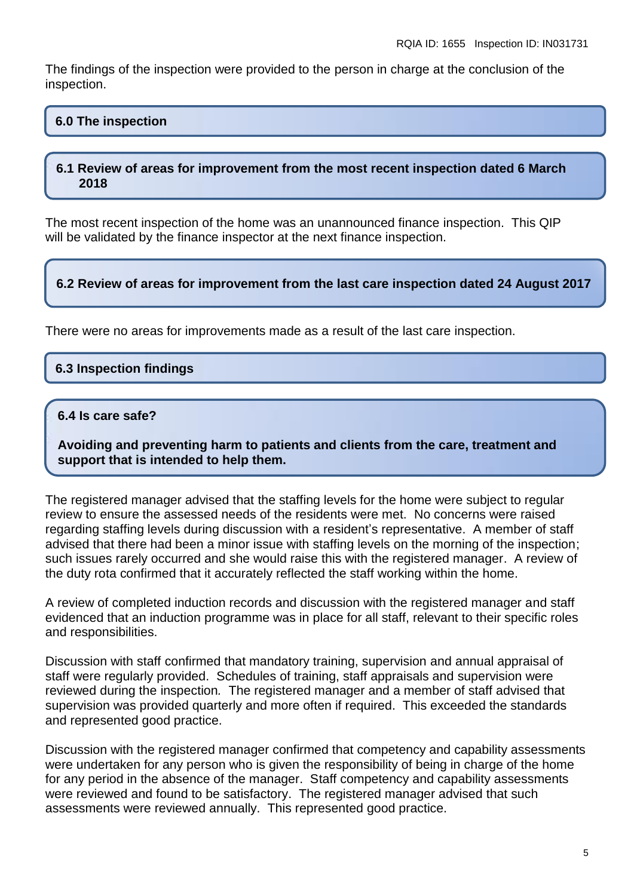The findings of the inspection were provided to the person in charge at the conclusion of the inspection.

## 6.0 The inspection

### 6.1 Review of areas for improvement from the most recent inspection dated 6 March 2018

The most recent inspection of the home was an unannounced finance inspection. This QIP will be validated by the finance inspector at the next finance inspection.

### 6.2 Review of areas for improvement from the last care inspection dated 24 August 2017

There were no areas for improvements made as a result of the last care inspection.

### 6.3 Inspection findings

### 6.4 Is care safe?

**Avoiding and preventing harm to patients and clients from the care, treatment and support that is intended to help them.**

The registered manager advised that the staffing levels for the home were subject to regular review to ensure the assessed needs of the residents were met. No concerns were raised regarding staffing levels during discussion with a resident's representative. A member of staff advised that there had been a minor issue with staffing levels on the morning of the inspection; such issues rarely occurred and she would raise this with the registered manager. A review of the duty rota confirmed that it accurately reflected the staff working within the home.

A review of completed induction records and discussion with the registered manager and staff evidenced that an induction programme was in place for all staff, relevant to their specific roles and responsibilities.

Discussion with staff confirmed that mandatory training, supervision and annual appraisal of staff were regularly provided. Schedules of training, staff appraisals and supervision were reviewed during the inspection. The registered manager and a member of staff advised that supervision was provided quarterly and more often if required. This exceeded the standards and represented good practice.

Discussion with the registered manager confirmed that competency and capability assessments were undertaken for any person who is given the responsibility of being in charge of the home for any period in the absence of the manager. Staff competency and capability assessments were reviewed and found to be satisfactory. The registered manager advised that such assessments were reviewed annually. This represented good practice.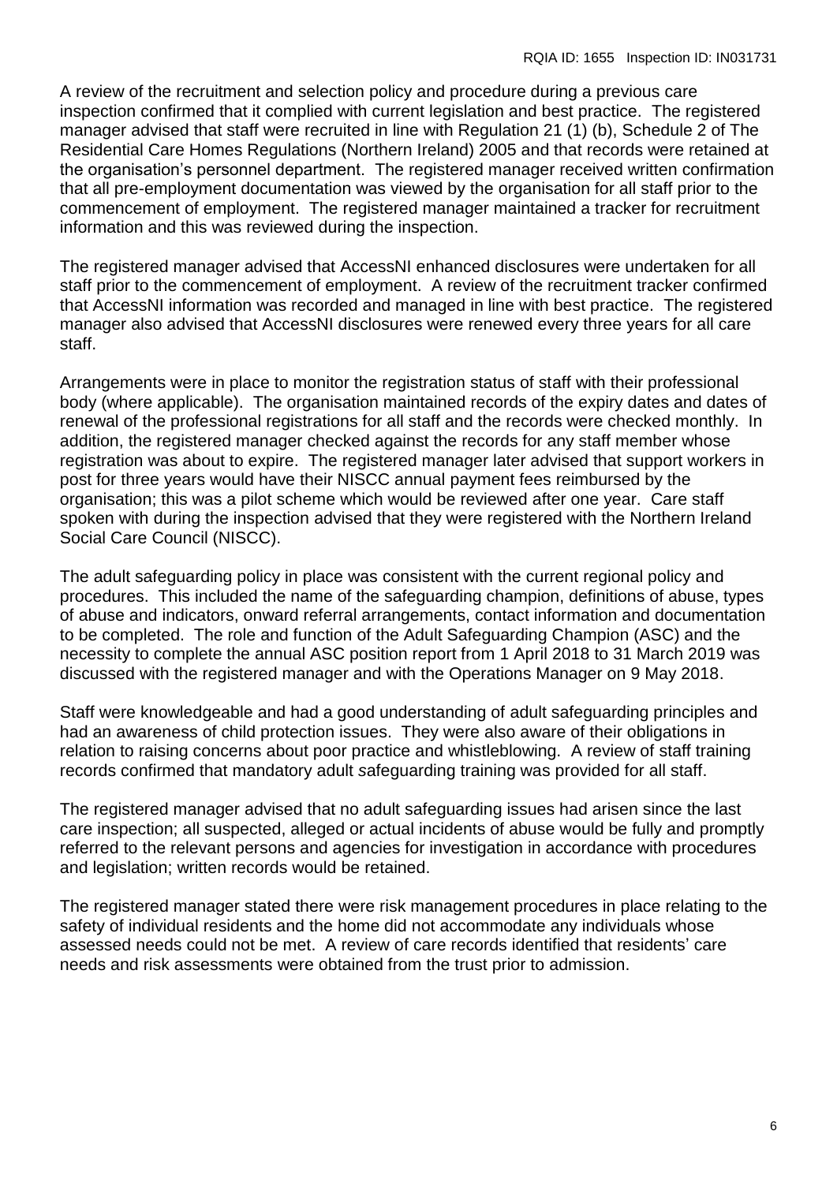A review of the recruitment and selection policy and procedure during a previous care inspection confirmed that it complied with current legislation and best practice. The registered manager advised that staff were recruited in line with Regulation 21 (1) (b), Schedule 2 of The Residential Care Homes Regulations (Northern Ireland) 2005 and that records were retained at the organisation's personnel department. The registered manager received written confirmation that all pre-employment documentation was viewed by the organisation for all staff prior to the commencement of employment. The registered manager maintained a tracker for recruitment information and this was reviewed during the inspection.

The registered manager advised that AccessNI enhanced disclosures were undertaken for all staff prior to the commencement of employment. A review of the recruitment tracker confirmed that AccessNI information was recorded and managed in line with best practice. The registered manager also advised that AccessNI disclosures were renewed every three years for all care staff.

Arrangements were in place to monitor the registration status of staff with their professional body (where applicable). The organisation maintained records of the expiry dates and dates of renewal of the professional registrations for all staff and the records were checked monthly. In addition, the registered manager checked against the records for any staff member whose registration was about to expire. The registered manager later advised that support workers in post for three years would have their NISCC annual payment fees reimbursed by the organisation; this was a pilot scheme which would be reviewed after one year. Care staff spoken with during the inspection advised that they were registered with the Northern Ireland Social Care Council (NISCC).

The adult safeguarding policy in place was consistent with the current regional policy and procedures. This included the name of the safeguarding champion, definitions of abuse, types of abuse and indicators, onward referral arrangements, contact information and documentation to be completed. The role and function of the Adult Safeguarding Champion (ASC) and the necessity to complete the annual ASC position report from 1 April 2018 to 31 March 2019 was discussed with the registered manager and with the Operations Manager on 9 May 2018.

Staff were knowledgeable and had a good understanding of adult safeguarding principles and had an awareness of child protection issues. They were also aware of their obligations in relation to raising concerns about poor practice and whistleblowing. A review of staff training records confirmed that mandatory adult safeguarding training was provided for all staff.

The registered manager advised that no adult safeguarding issues had arisen since the last care inspection; all suspected, alleged or actual incidents of abuse would be fully and promptly referred to the relevant persons and agencies for investigation in accordance with procedures and legislation; written records would be retained.

The registered manager stated there were risk management procedures in place relating to the safety of individual residents and the home did not accommodate any individuals whose assessed needs could not be met. A review of care records identified that residents' care needs and risk assessments were obtained from the trust prior to admission.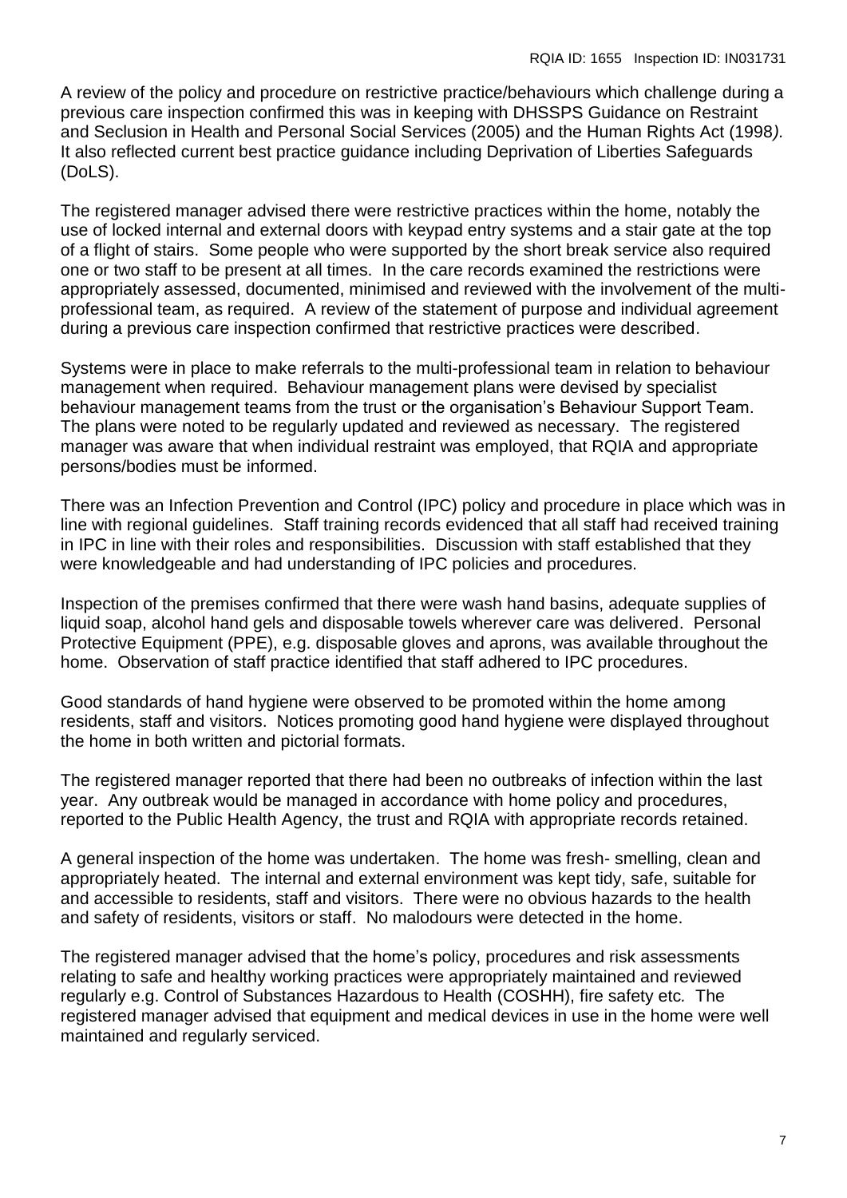A review of the policy and procedure on restrictive practice/behaviours which challenge during a previous care inspection confirmed this was in keeping with DHSSPS Guidance on Restraint and Seclusion in Health and Personal Social Services (2005) and the Human Rights Act (1998*).* It also reflected current best practice guidance including Deprivation of Liberties Safeguards (DoLS).

The registered manager advised there were restrictive practices within the home, notably the use of locked internal and external doors with keypad entry systems and a stair gate at the top of a flight of stairs. Some people who were supported by the short break service also required one or two staff to be present at all times. In the care records examined the restrictions were appropriately assessed, documented, minimised and reviewed with the involvement of the multi-professional team, as required. A review of the statement of purpose and individual agreement during a previous care inspection confirmed that restrictive practices were described.

Systems were in place to make referrals to the multi-professional team in relation to behaviour management when required. Behaviour management plans were devised by specialist behaviour management teams from the trust or the organisation's Behaviour Support Team. The plans were noted to be regularly updated and reviewed as necessary. The registered manager was aware that when individual restraint was employed, that RQIA and appropriate persons/bodies must be informed.

There was an Infection Prevention and Control (IPC) policy and procedure in place which was in line with regional guidelines. Staff training records evidenced that all staff had received training in IPC in line with their roles and responsibilities. Discussion with staff established that they were knowledgeable and had understanding of IPC policies and procedures.

Inspection of the premises confirmed that there were wash hand basins, adequate supplies of liquid soap, alcohol hand gels and disposable towels wherever care was delivered. Personal Protective Equipment (PPE), e.g. disposable gloves and aprons, was available throughout the home. Observation of staff practice identified that staff adhered to IPC procedures.

Good standards of hand hygiene were observed to be promoted within the home among residents, staff and visitors. Notices promoting good hand hygiene were displayed throughout the home in both written and pictorial formats.

The registered manager reported that there had been no outbreaks of infection within the last year. Any outbreak would be managed in accordance with home policy and procedures, reported to the Public Health Agency, the trust and RQIA with appropriate records retained.

A general inspection of the home was undertaken. The home was fresh- smelling, clean and appropriately heated. The internal and external environment was kept tidy, safe, suitable for and accessible to residents, staff and visitors. There were no obvious hazards to the health and safety of residents, visitors or staff. No malodours were detected in the home.

The registered manager advised that the home's policy, procedures and risk assessments relating to safe and healthy working practices were appropriately maintained and reviewed regularly e.g. Control of Substances Hazardous to Health (COSHH), fire safety etc*.* The registered manager advised that equipment and medical devices in use in the home were well maintained and regularly serviced.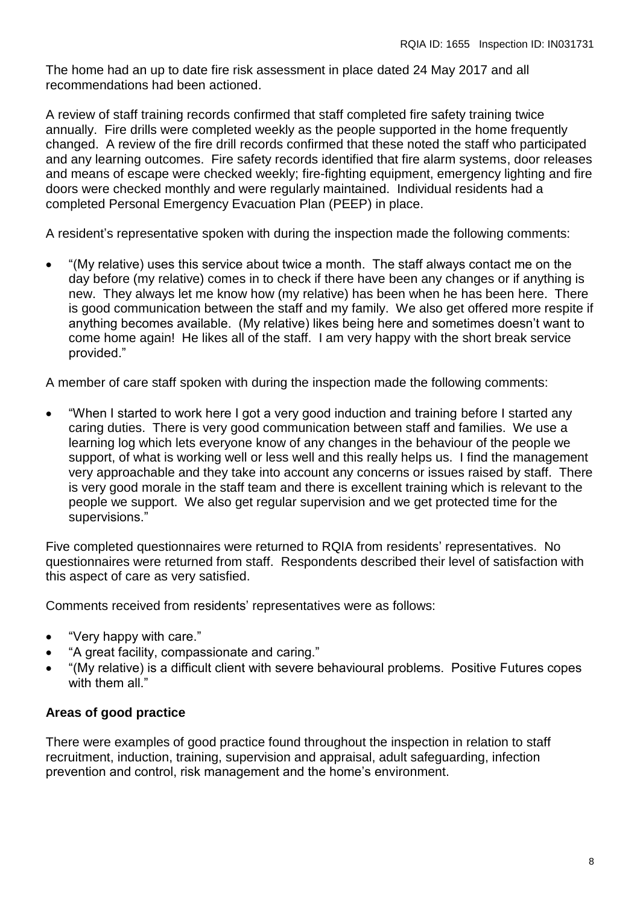The home had an up to date fire risk assessment in place dated 24 May 2017 and all recommendations had been actioned.

A review of staff training records confirmed that staff completed fire safety training twice annually. Fire drills were completed weekly as the people supported in the home frequently changed. A review of the fire drill records confirmed that these noted the staff who participated and any learning outcomes. Fire safety records identified that fire alarm systems, door releases and means of escape were checked weekly; fire-fighting equipment, emergency lighting and fire doors were checked monthly and were regularly maintained. Individual residents had a completed Personal Emergency Evacuation Plan (PEEP) in place.

A resident's representative spoken with during the inspection made the following comments:

- "(My relative) uses this service about twice a month. The staff always contact me on the day before (my relative) comes in to check if there have been any changes or if anything is new. They always let me know how (my relative) has been when he has been here. There is good communication between the staff and my family. We also get offered more respite if anything becomes available. (My relative) likes being here and sometimes doesn't want to come home again! He likes all of the staff. I am very happy with the short break service provided."

A member of care staff spoken with during the inspection made the following comments:

- "When I started to work here I got a very good induction and training before I started any caring duties. There is very good communication between staff and families. We use a learning log which lets everyone know of any changes in the behaviour of the people we support, of what is working well or less well and this really helps us. I find the management very approachable and they take into account any concerns or issues raised by staff. There is very good morale in the staff team and there is excellent training which is relevant to the people we support. We also get regular supervision and we get protected time for the supervisions."

Five completed questionnaires were returned to RQIA from residents' representatives. No questionnaires were returned from staff. Respondents described their level of satisfaction with this aspect of care as very satisfied.

Comments received from residents' representatives were as follows:

- "Very happy with care."
- "A great facility, compassionate and caring."
- "(My relative) is a difficult client with severe behavioural problems. Positive Futures copes with them all."

**Areas of good practice**

There were examples of good practice found throughout the inspection in relation to staff recruitment, induction, training, supervision and appraisal, adult safeguarding, infection prevention and control, risk management and the home's environment.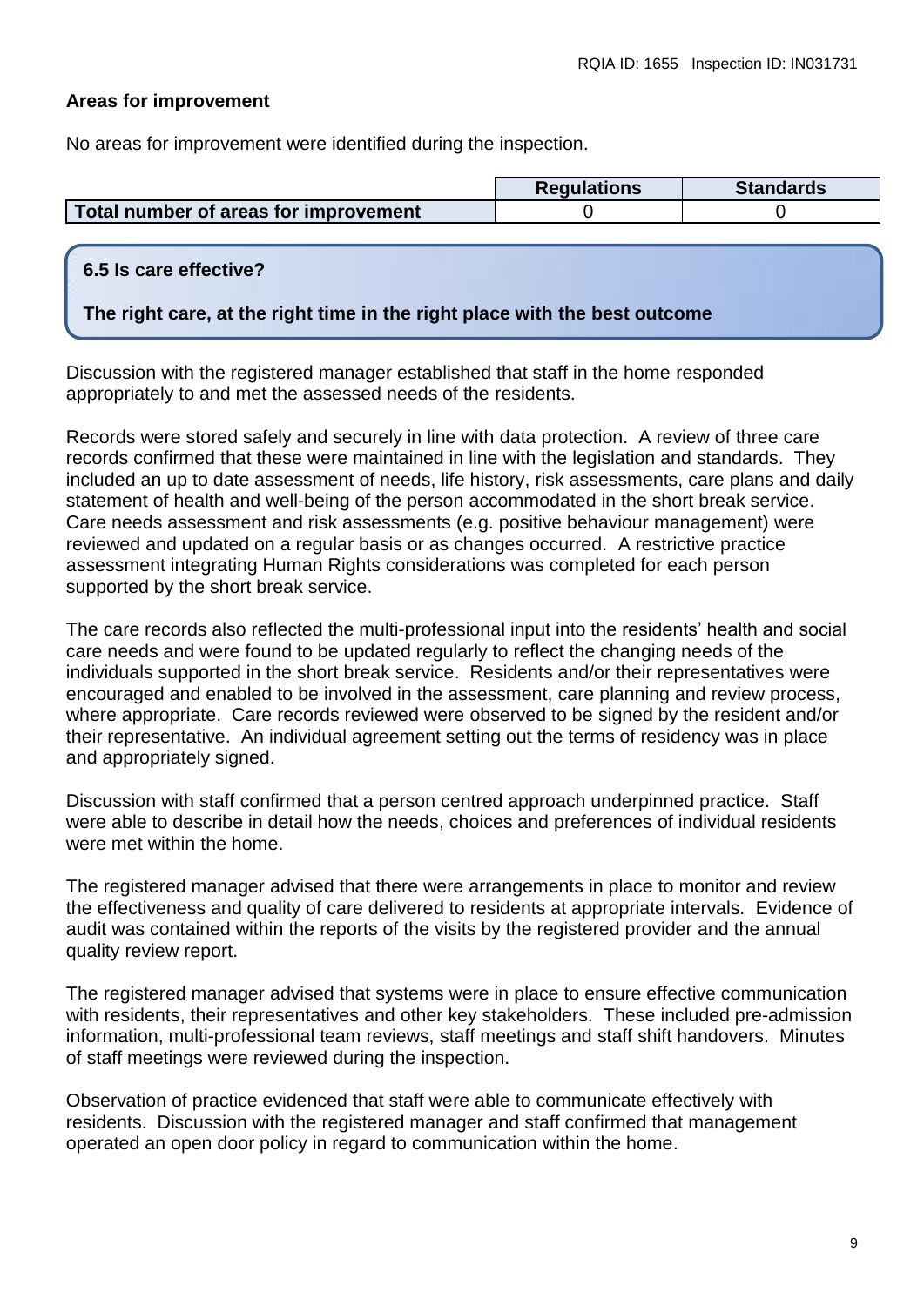**Areas for improvement**

No areas for improvement were identified during the inspection.

| | Regulations | Standards |
|---|---|---|
| **Total number of areas for improvement** | 0 | 0 |

### 6.5 Is care effective?

**The right care, at the right time in the right place with the best outcome**

Discussion with the registered manager established that staff in the home responded appropriately to and met the assessed needs of the residents.

Records were stored safely and securely in line with data protection. A review of three care records confirmed that these were maintained in line with the legislation and standards. They included an up to date assessment of needs, life history, risk assessments, care plans and daily statement of health and well-being of the person accommodated in the short break service. Care needs assessment and risk assessments (e.g. positive behaviour management) were reviewed and updated on a regular basis or as changes occurred. A restrictive practice assessment integrating Human Rights considerations was completed for each person supported by the short break service.

The care records also reflected the multi-professional input into the residents' health and social care needs and were found to be updated regularly to reflect the changing needs of the individuals supported in the short break service. Residents and/or their representatives were encouraged and enabled to be involved in the assessment, care planning and review process, where appropriate. Care records reviewed were observed to be signed by the resident and/or their representative. An individual agreement setting out the terms of residency was in place and appropriately signed.

Discussion with staff confirmed that a person centred approach underpinned practice. Staff were able to describe in detail how the needs, choices and preferences of individual residents were met within the home.

The registered manager advised that there were arrangements in place to monitor and review the effectiveness and quality of care delivered to residents at appropriate intervals. Evidence of audit was contained within the reports of the visits by the registered provider and the annual quality review report.

The registered manager advised that systems were in place to ensure effective communication with residents, their representatives and other key stakeholders. These included pre-admission information, multi-professional team reviews, staff meetings and staff shift handovers. Minutes of staff meetings were reviewed during the inspection.

Observation of practice evidenced that staff were able to communicate effectively with residents. Discussion with the registered manager and staff confirmed that management operated an open door policy in regard to communication within the home.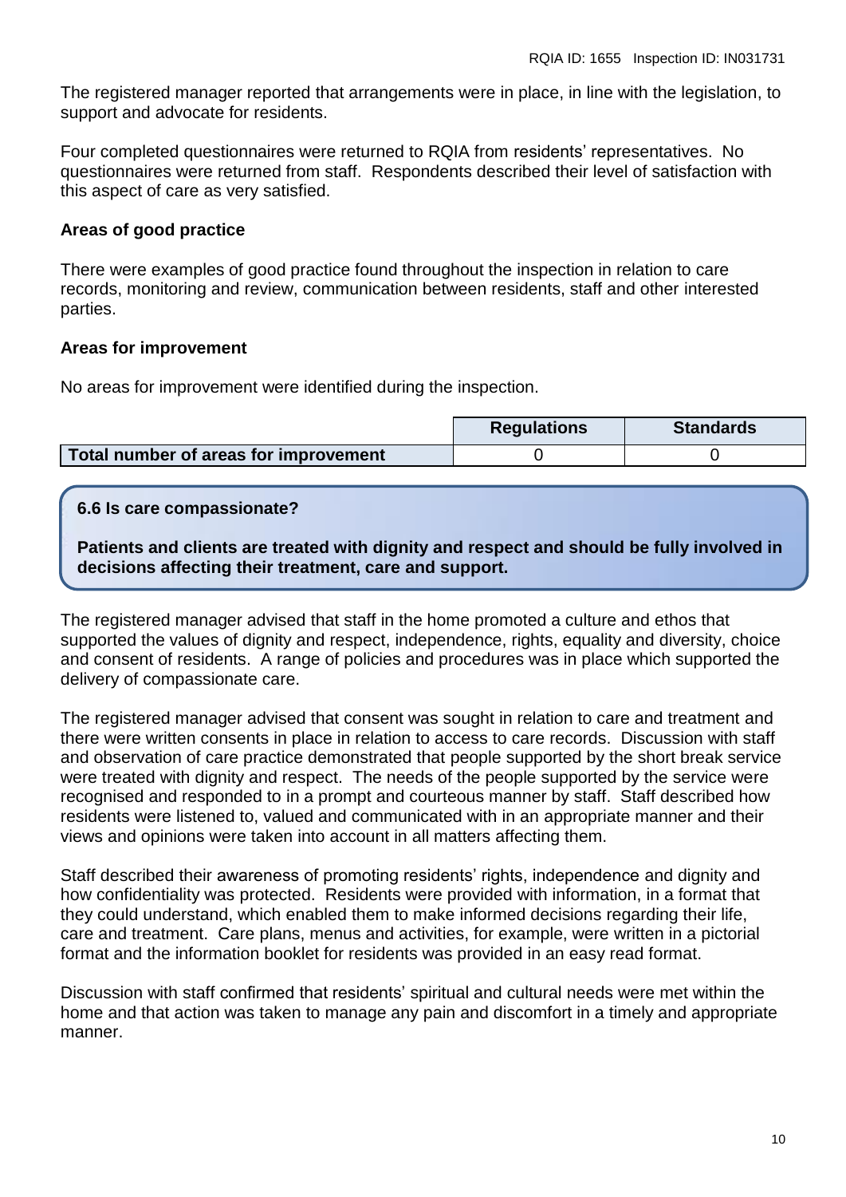The registered manager reported that arrangements were in place, in line with the legislation, to support and advocate for residents.

Four completed questionnaires were returned to RQIA from residents' representatives. No questionnaires were returned from staff. Respondents described their level of satisfaction with this aspect of care as very satisfied.

**Areas of good practice**

There were examples of good practice found throughout the inspection in relation to care records, monitoring and review, communication between residents, staff and other interested parties.

**Areas for improvement**

No areas for improvement were identified during the inspection.

| | Regulations | Standards |
|---|---|---|
| **Total number of areas for improvement** | 0 | 0 |

**6.6 Is care compassionate?**

**Patients and clients are treated with dignity and respect and should be fully involved in decisions affecting their treatment, care and support.**

The registered manager advised that staff in the home promoted a culture and ethos that supported the values of dignity and respect, independence, rights, equality and diversity, choice and consent of residents. A range of policies and procedures was in place which supported the delivery of compassionate care.

The registered manager advised that consent was sought in relation to care and treatment and there were written consents in place in relation to access to care records. Discussion with staff and observation of care practice demonstrated that people supported by the short break service were treated with dignity and respect. The needs of the people supported by the service were recognised and responded to in a prompt and courteous manner by staff. Staff described how residents were listened to, valued and communicated with in an appropriate manner and their views and opinions were taken into account in all matters affecting them.

Staff described their awareness of promoting residents' rights, independence and dignity and how confidentiality was protected. Residents were provided with information, in a format that they could understand, which enabled them to make informed decisions regarding their life, care and treatment. Care plans, menus and activities, for example, were written in a pictorial format and the information booklet for residents was provided in an easy read format.

Discussion with staff confirmed that residents' spiritual and cultural needs were met within the home and that action was taken to manage any pain and discomfort in a timely and appropriate manner.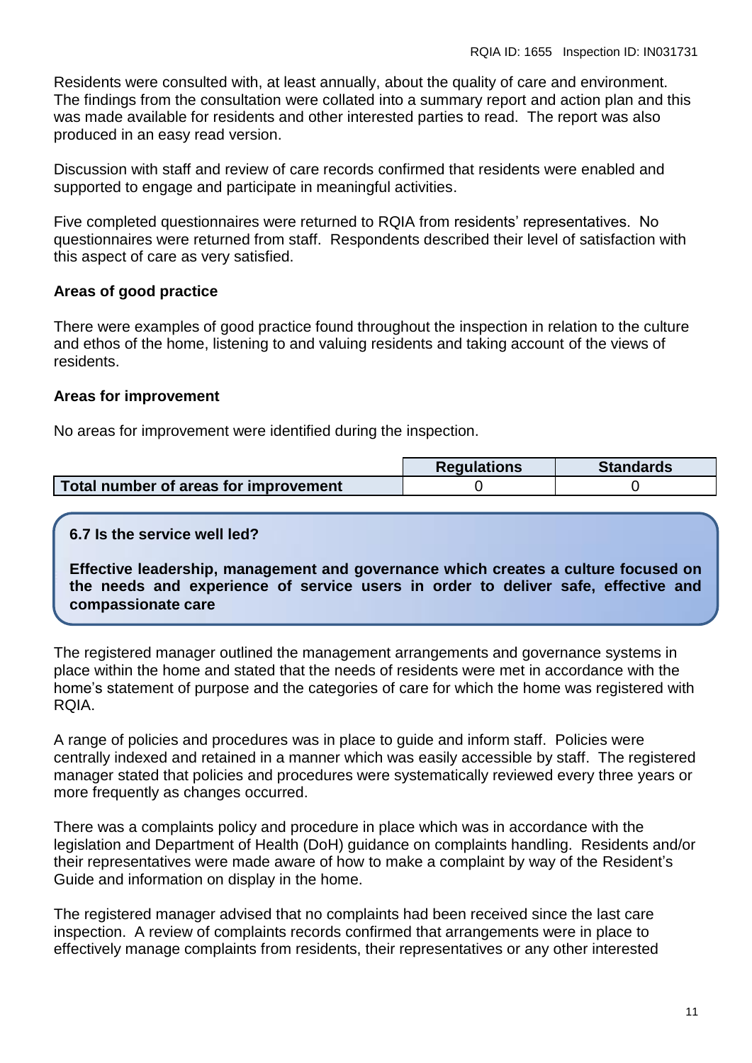Residents were consulted with, at least annually, about the quality of care and environment. The findings from the consultation were collated into a summary report and action plan and this was made available for residents and other interested parties to read. The report was also produced in an easy read version.

Discussion with staff and review of care records confirmed that residents were enabled and supported to engage and participate in meaningful activities.

Five completed questionnaires were returned to RQIA from residents' representatives. No questionnaires were returned from staff. Respondents described their level of satisfaction with this aspect of care as very satisfied.

**Areas of good practice**

There were examples of good practice found throughout the inspection in relation to the culture and ethos of the home, listening to and valuing residents and taking account of the views of residents.

**Areas for improvement**

No areas for improvement were identified during the inspection.

| | Regulations | Standards |
|---|---|---|
| **Total number of areas for improvement** | 0 | 0 |

**6.7 Is the service well led?**

**Effective leadership, management and governance which creates a culture focused on the needs and experience of service users in order to deliver safe, effective and compassionate care**

The registered manager outlined the management arrangements and governance systems in place within the home and stated that the needs of residents were met in accordance with the home's statement of purpose and the categories of care for which the home was registered with RQIA.

A range of policies and procedures was in place to guide and inform staff. Policies were centrally indexed and retained in a manner which was easily accessible by staff. The registered manager stated that policies and procedures were systematically reviewed every three years or more frequently as changes occurred.

There was a complaints policy and procedure in place which was in accordance with the legislation and Department of Health (DoH) guidance on complaints handling. Residents and/or their representatives were made aware of how to make a complaint by way of the Resident's Guide and information on display in the home.

The registered manager advised that no complaints had been received since the last care inspection. A review of complaints records confirmed that arrangements were in place to effectively manage complaints from residents, their representatives or any other interested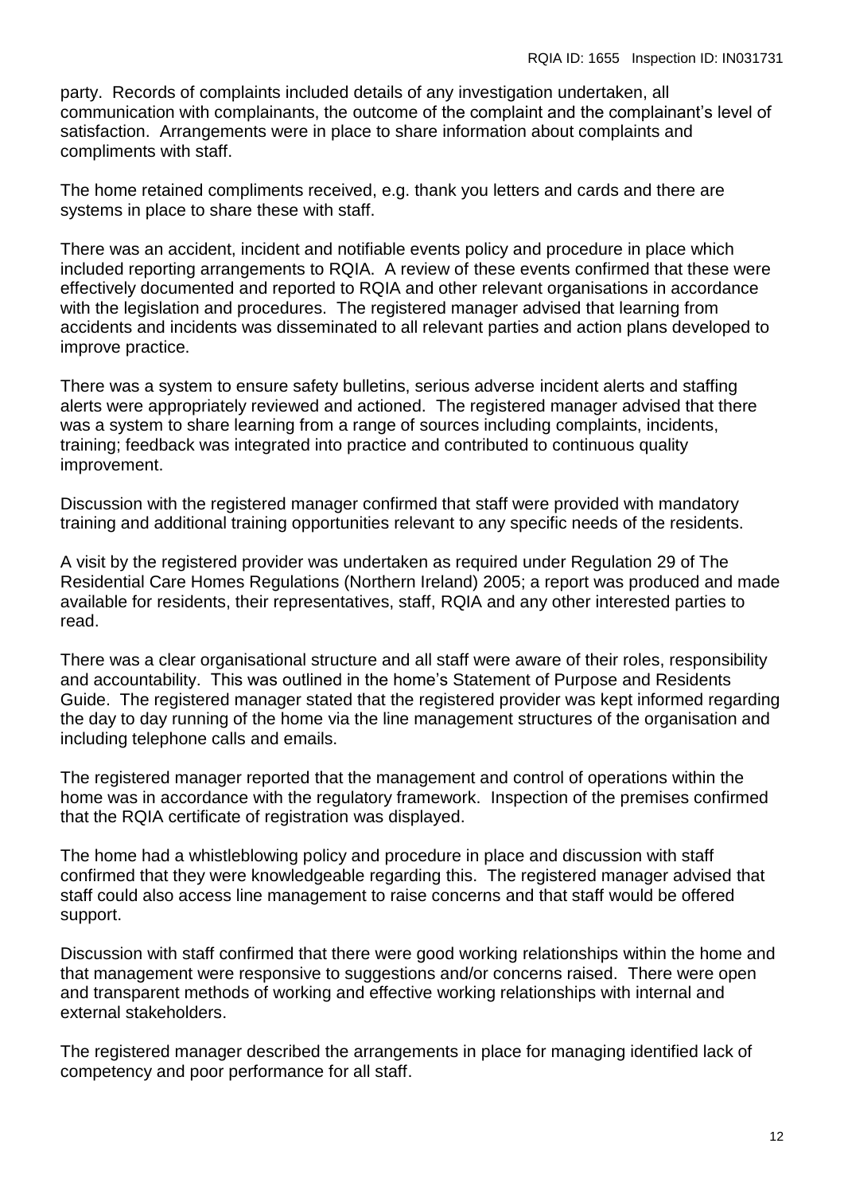party. Records of complaints included details of any investigation undertaken, all communication with complainants, the outcome of the complaint and the complainant's level of satisfaction. Arrangements were in place to share information about complaints and compliments with staff.

The home retained compliments received, e.g. thank you letters and cards and there are systems in place to share these with staff.

There was an accident, incident and notifiable events policy and procedure in place which included reporting arrangements to RQIA. A review of these events confirmed that these were effectively documented and reported to RQIA and other relevant organisations in accordance with the legislation and procedures. The registered manager advised that learning from accidents and incidents was disseminated to all relevant parties and action plans developed to improve practice.

There was a system to ensure safety bulletins, serious adverse incident alerts and staffing alerts were appropriately reviewed and actioned. The registered manager advised that there was a system to share learning from a range of sources including complaints, incidents, training; feedback was integrated into practice and contributed to continuous quality improvement.

Discussion with the registered manager confirmed that staff were provided with mandatory training and additional training opportunities relevant to any specific needs of the residents.

A visit by the registered provider was undertaken as required under Regulation 29 of The Residential Care Homes Regulations (Northern Ireland) 2005; a report was produced and made available for residents, their representatives, staff, RQIA and any other interested parties to read.

There was a clear organisational structure and all staff were aware of their roles, responsibility and accountability. This was outlined in the home's Statement of Purpose and Residents Guide. The registered manager stated that the registered provider was kept informed regarding the day to day running of the home via the line management structures of the organisation and including telephone calls and emails.

The registered manager reported that the management and control of operations within the home was in accordance with the regulatory framework. Inspection of the premises confirmed that the RQIA certificate of registration was displayed.

The home had a whistleblowing policy and procedure in place and discussion with staff confirmed that they were knowledgeable regarding this. The registered manager advised that staff could also access line management to raise concerns and that staff would be offered support.

Discussion with staff confirmed that there were good working relationships within the home and that management were responsive to suggestions and/or concerns raised. There were open and transparent methods of working and effective working relationships with internal and external stakeholders.

The registered manager described the arrangements in place for managing identified lack of competency and poor performance for all staff.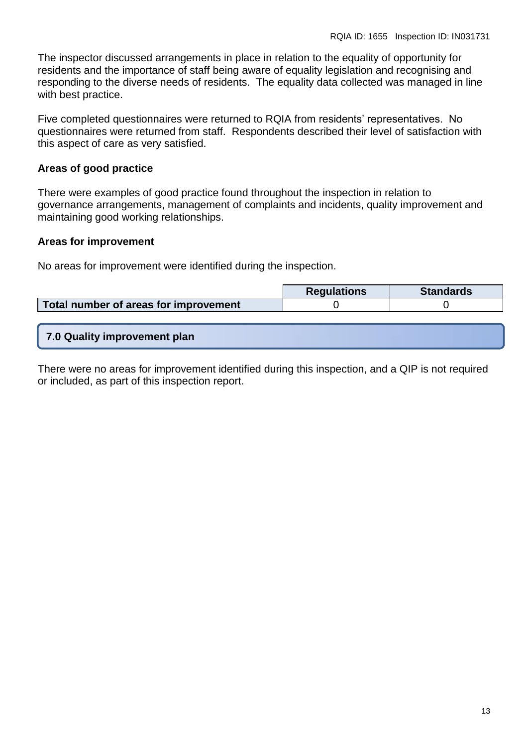The inspector discussed arrangements in place in relation to the equality of opportunity for residents and the importance of staff being aware of equality legislation and recognising and responding to the diverse needs of residents. The equality data collected was managed in line with best practice.

Five completed questionnaires were returned to RQIA from residents' representatives. No questionnaires were returned from staff. Respondents described their level of satisfaction with this aspect of care as very satisfied.

**Areas of good practice**

There were examples of good practice found throughout the inspection in relation to governance arrangements, management of complaints and incidents, quality improvement and maintaining good working relationships.

**Areas for improvement**

No areas for improvement were identified during the inspection.

| | Regulations | Standards |
|---|---|---|
| **Total number of areas for improvement** | 0 | 0 |

## 7.0 Quality improvement plan

There were no areas for improvement identified during this inspection, and a QIP is not required or included, as part of this inspection report.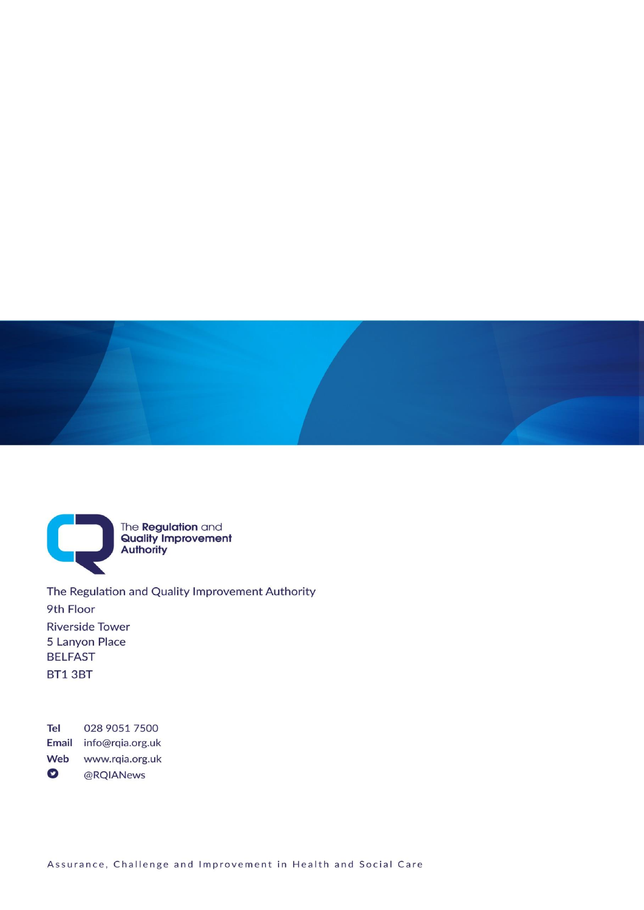The Regulation and Quality Improvement Authority

The Regulation and Quality Improvement Authority
9th Floor
Riverside Tower
5 Lanyon Place
BELFAST
BT1 3BT

**Tel** 028 9051 7500
**Email** info@rqia.org.uk
**Web** www.rqia.org.uk
@RQIANews

Assurance, Challenge and Improvement in Health and Social Care